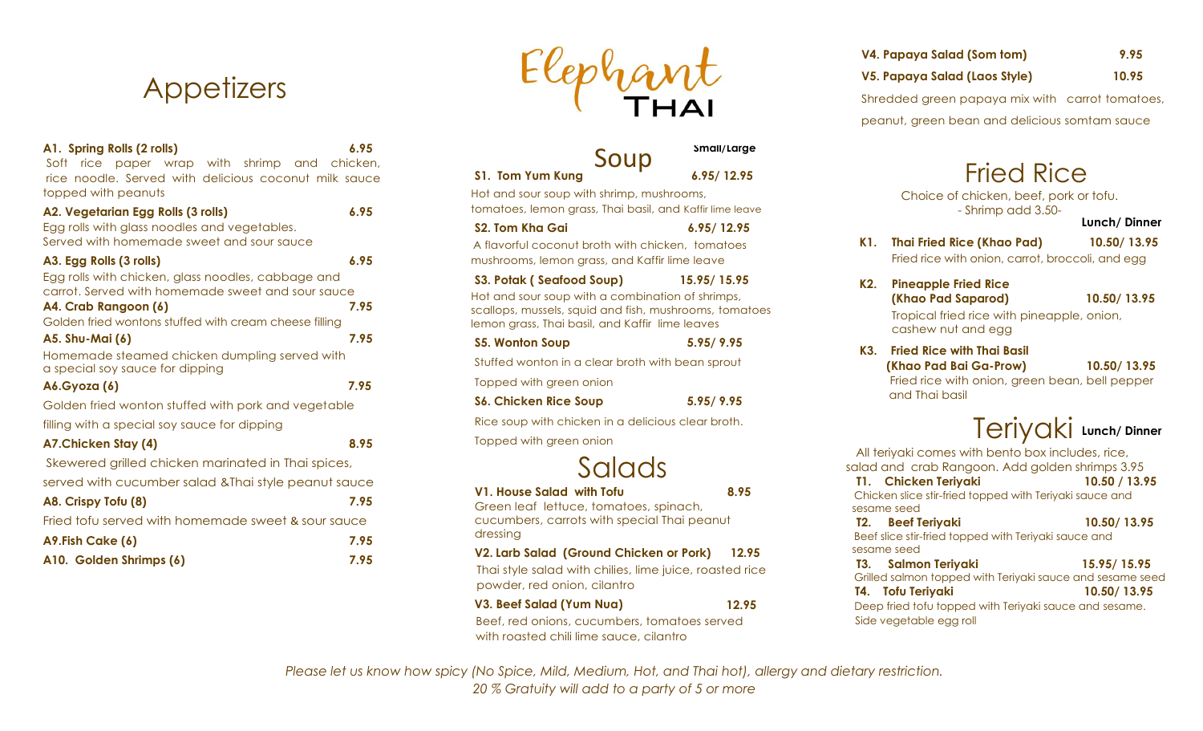# Elephant THAI

## Appetizers

**A1. Spring Rolls (2 rolls)** 6.95
Soft rice paper wrap with shrimp and chicken, rice noodle. Served with delicious coconut milk sauce topped with peanuts

**A2. Vegetarian Egg Rolls (3 rolls)** 6.95
Egg rolls with glass noodles and vegetables. Served with homemade sweet and sour sauce

**A3. Egg Rolls (3 rolls)** 6.95
Egg rolls with chicken, glass noodles, cabbage and carrot. Served with homemade sweet and sour sauce

**A4. Crab Rangoon (6)** 7.95
Golden fried wontons stuffed with cream cheese filling

**A5. Shu-Mai (6)** 7.95
Homemade steamed chicken dumpling served with a special soy sauce for dipping

**A6.Gyoza (6)** 7.95
Golden fried wonton stuffed with pork and vegetable filling with a special soy sauce for dipping

**A7.Chicken Stay (4)** 8.95
Skewered grilled chicken marinated in Thai spices, served with cucumber salad &Thai style peanut sauce

**A8. Crispy Tofu (8)** 7.95
Fried tofu served with homemade sweet & sour sauce

**A9.Fish Cake (6)** 7.95

**A10. Golden Shrimps (6)** 7.95

## Soup

Small/Large

**S1. Tom Yum Kung** 6.95/ 12.95
Hot and sour soup with shrimp, mushrooms, tomatoes, lemon grass, Thai basil, and Kaffir lime leave

**S2. Tom Kha Gai** 6.95/ 12.95
A flavorful coconut broth with chicken, tomatoes mushrooms, lemon grass, and Kaffir lime leave

**S3. Potak ( Seafood Soup)** 15.95/ 15.95
Hot and sour soup with a combination of shrimps, scallops, mussels, squid and fish, mushrooms, tomatoes lemon grass, Thai basil, and Kaffir lime leaves

**S5. Wonton Soup** 5.95/ 9.95
Stuffed wonton in a clear broth with bean sprout Topped with green onion

**S6. Chicken Rice Soup** 5.95/ 9.95
Rice soup with chicken in a delicious clear broth. Topped with green onion

## Salads

**V1. House Salad with Tofu** 8.95
Green leaf lettuce, tomatoes, spinach, cucumbers, carrots with special Thai peanut dressing

**V2. Larb Salad (Ground Chicken or Pork)** 12.95
Thai style salad with chilies, lime juice, roasted rice powder, red onion, cilantro

**V3. Beef Salad (Yum Nua)** 12.95
Beef, red onions, cucumbers, tomatoes served with roasted chili lime sauce, cilantro

**V4. Papaya Salad (Som tom)** 9.95

**V5. Papaya Salad (Laos Style)** 10.95

Shredded green papaya mix with carrot tomatoes, peanut, green bean and delicious somtam sauce

## Fried Rice

Choice of chicken, beef, pork or tofu.
- Shrimp add 3.50-

Lunch/ Dinner

**K1. Thai Fried Rice (Khao Pad)** 10.50/ 13.95
Fried rice with onion, carrot, broccoli, and egg

**K2. Pineapple Fried Rice (Khao Pad Saparod)** 10.50/ 13.95
Tropical fried rice with pineapple, onion, cashew nut and egg

**K3. Fried Rice with Thai Basil (Khao Pad Bai Ga-Prow)** 10.50/ 13.95
Fried rice with onion, green bean, bell pepper and Thai basil

## Teriyaki

Lunch/ Dinner

All teriyaki comes with bento box includes, rice, salad and crab Rangoon. Add golden shrimps 3.95

**T1. Chicken Teriyaki** 10.50 / 13.95
Chicken slice stir-fried topped with Teriyaki sauce and sesame seed

**T2. Beef Teriyaki** 10.50/ 13.95
Beef slice stir-fried topped with Teriyaki sauce and sesame seed

**T3. Salmon Teriyaki** 15.95/ 15.95
Grilled salmon topped with Teriyaki sauce and sesame seed

**T4. Tofu Teriyaki** 10.50/ 13.95
Deep fried tofu topped with Teriyaki sauce and sesame. Side vegetable egg roll

*Please let us know how spicy (No Spice, Mild, Medium, Hot, and Thai hot), allergy and dietary restriction.*
*20 % Gratuity will add to a party of 5 or more*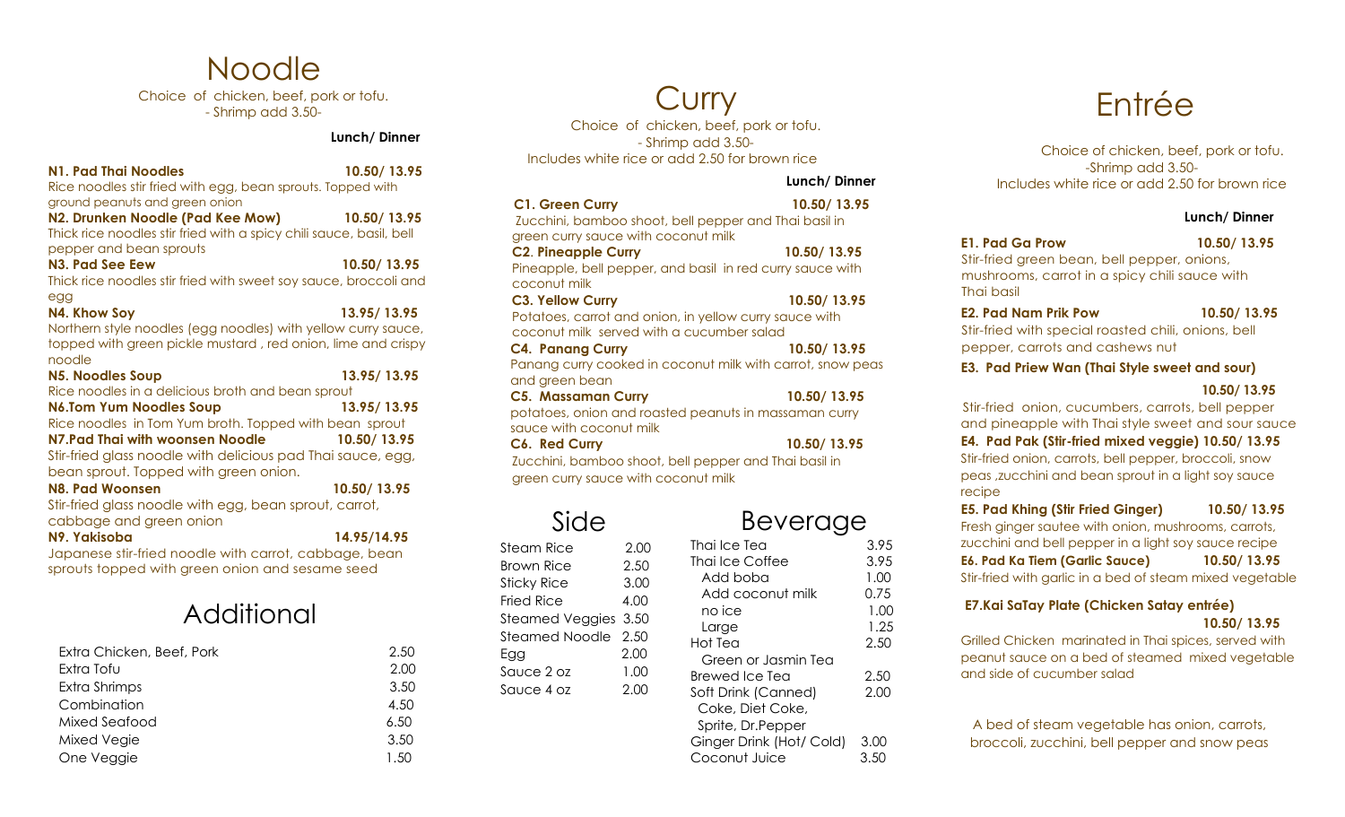# Noodle

Choice of chicken, beef, pork or tofu.
- Shrimp add 3.50-

**Lunch/ Dinner**

**N1. Pad Thai Noodles** **10.50/ 13.95**
Rice noodles stir fried with egg, bean sprouts. Topped with ground peanuts and green onion

**N2. Drunken Noodle (Pad Kee Mow)** **10.50/ 13.95**
Thick rice noodles stir fried with a spicy chili sauce, basil, bell pepper and bean sprouts

**N3. Pad See Eew** **10.50/ 13.95**
Thick rice noodles stir fried with sweet soy sauce, broccoli and egg

**N4. Khow Soy** **13.95/ 13.95**
Northern style noodles (egg noodles) with yellow curry sauce, topped with green pickle mustard , red onion, lime and crispy noodle

**N5. Noodles Soup** **13.95/ 13.95**
Rice noodles in a delicious broth and bean sprout

**N6.Tom Yum Noodles Soup** **13.95/ 13.95**
Rice noodles in Tom Yum broth. Topped with bean sprout

**N7.Pad Thai with woonsen Noodle** **10.50/ 13.95**
Stir-fried glass noodle with delicious pad Thai sauce, egg, bean sprout. Topped with green onion.

**N8. Pad Woonsen** **10.50/ 13.95**
Stir-fried glass noodle with egg, bean sprout, carrot, cabbage and green onion

**N9. Yakisoba** **14.95/14.95**
Japanese stir-fried noodle with carrot, cabbage, bean sprouts topped with green onion and sesame seed

# Additional

| Item | Price |
| --- | --- |
| Extra Chicken, Beef, Pork | 2.50 |
| Extra Tofu | 2.00 |
| Extra Shrimps | 3.50 |
| Combination | 4.50 |
| Mixed Seafood | 6.50 |
| Mixed Vegie | 3.50 |
| One Veggie | 1.50 |

# Curry

Choice of chicken, beef, pork or tofu.
- Shrimp add 3.50-
Includes white rice or add 2.50 for brown rice

**Lunch/ Dinner**

**C1. Green Curry** **10.50/ 13.95**
Zucchini, bamboo shoot, bell pepper and Thai basil in green curry sauce with coconut milk

**C2. Pineapple Curry** **10.50/ 13.95**
Pineapple, bell pepper, and basil in red curry sauce with coconut milk

**C3. Yellow Curry** **10.50/ 13.95**
Potatoes, carrot and onion, in yellow curry sauce with coconut milk served with a cucumber salad

**C4. Panang Curry** **10.50/ 13.95**
Panang curry cooked in coconut milk with carrot, snow peas and green bean

**C5. Massaman Curry** **10.50/ 13.95**
potatoes, onion and roasted peanuts in massaman curry sauce with coconut milk

**C6. Red Curry** **10.50/ 13.95**
Zucchini, bamboo shoot, bell pepper and Thai basil in green curry sauce with coconut milk

# Side

| Item | Price |
| --- | --- |
| Steam Rice | 2.00 |
| Brown Rice | 2.50 |
| Sticky Rice | 3.00 |
| Fried Rice | 4.00 |
| Steamed Veggies | 3.50 |
| Steamed Noodle | 2.50 |
| Egg | 2.00 |
| Sauce 2 oz | 1.00 |
| Sauce 4 oz | 2.00 |

# Beverage

| Item | Price |
| --- | --- |
| Thai Ice Tea | 3.95 |
| Thai Ice Coffee | 3.95 |
| Add boba | 1.00 |
| Add coconut milk | 0.75 |
| no ice | 1.00 |
| Large | 1.25 |
| Hot Tea | 2.50 |
| Green or Jasmin Tea | |
| Brewed Ice Tea | 2.50 |
| Soft Drink (Canned) | 2.00 |
| Coke, Diet Coke, Sprite, Dr.Pepper | |
| Ginger Drink (Hot/ Cold) | 3.00 |
| Coconut Juice | 3.50 |

# Entrée

Choice of chicken, beef, pork or tofu.
-Shrimp add 3.50-
Includes white rice or add 2.50 for brown rice

**Lunch/ Dinner**

**E1. Pad Ga Prow** **10.50/ 13.95**
Stir-fried green bean, bell pepper, onions, mushrooms, carrot in a spicy chili sauce with Thai basil

**E2. Pad Nam Prik Pow** **10.50/ 13.95**
Stir-fried with special roasted chili, onions, bell pepper, carrots and cashews nut

**E3. Pad Priew Wan (Thai Style sweet and sour)** **10.50/ 13.95**
Stir-fried onion, cucumbers, carrots, bell pepper and pineapple with Thai style sweet and sour sauce

**E4. Pad Pak (Stir-fried mixed veggie) 10.50/ 13.95**
Stir-fried onion, carrots, bell pepper, broccoli, snow peas ,zucchini and bean sprout in a light soy sauce recipe

**E5. Pad Khing (Stir Fried Ginger)** **10.50/ 13.95**
Fresh ginger sautee with onion, mushrooms, carrots, zucchini and bell pepper in a light soy sauce recipe

**E6. Pad Ka Tiem (Garlic Sauce)** **10.50/ 13.95**
Stir-fried with garlic in a bed of steam mixed vegetable

**E7.Kai SaTay Plate (Chicken Satay entrée)** **10.50/ 13.95**
Grilled Chicken marinated in Thai spices, served with peanut sauce on a bed of steamed mixed vegetable and side of cucumber salad

A bed of steam vegetable has onion, carrots, broccoli, zucchini, bell pepper and snow peas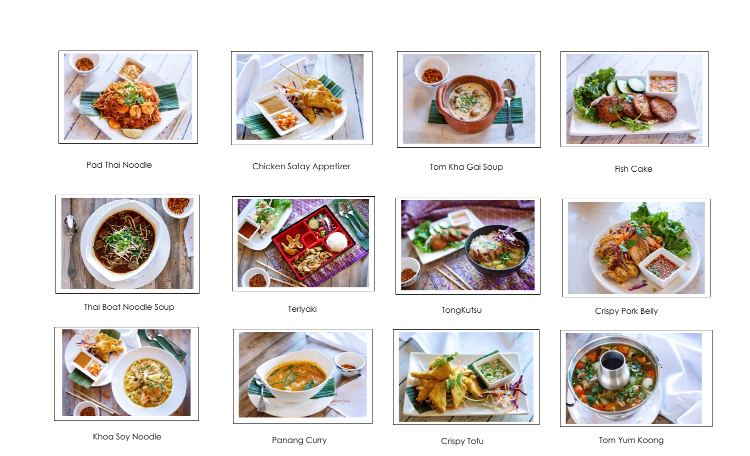Pad Thai Noodle

Chicken Satay Appetizer

Tom Kha Gai Soup

Fish Cake

Thai Boat Noodle Soup

Teriyaki

TongKutsu

Crispy Pork Belly

Khoa Soy Noodle

Panang Curry

Crispy Tofu

Tom Yum Koong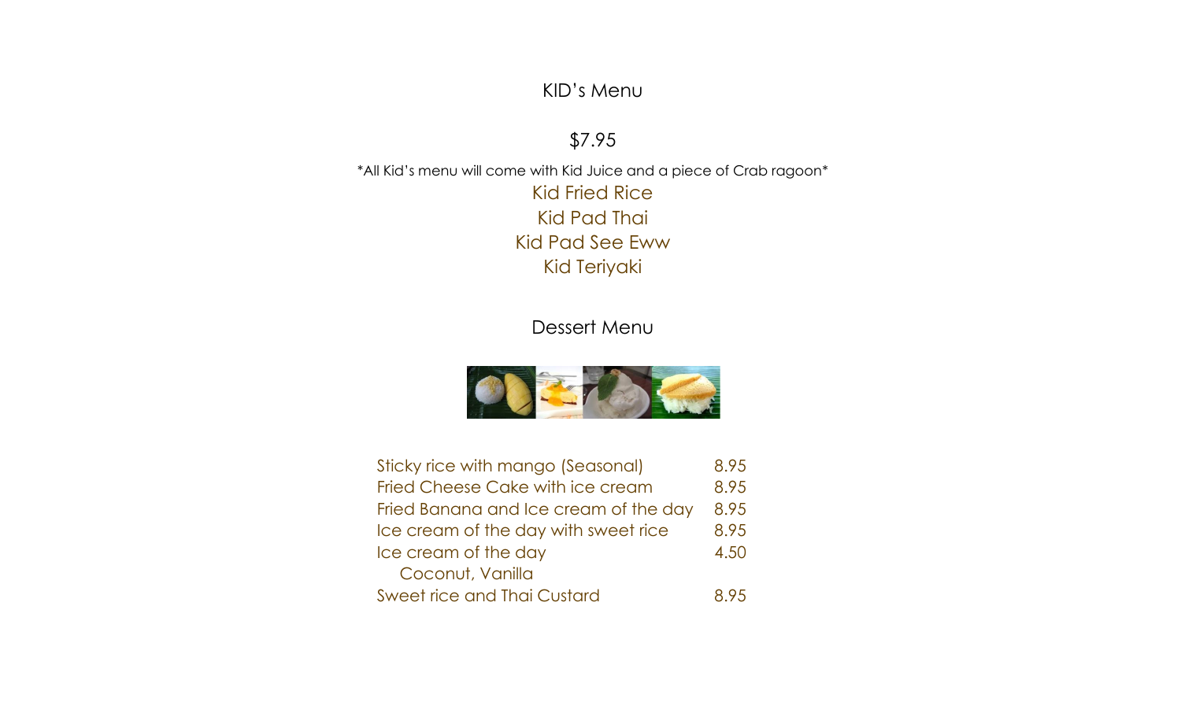## KID's Menu

$7.95

*All Kid's menu will come with Kid Juice and a piece of Crab ragoon*

Kid Fried Rice
Kid Pad Thai
Kid Pad See Eww
Kid Teriyaki

## Dessert Menu

| | |
|---|---|
| Sticky rice with mango (Seasonal) | 8.95 |
| Fried Cheese Cake with ice cream | 8.95 |
| Fried Banana and Ice cream of the day | 8.95 |
| Ice cream of the day with sweet rice | 8.95 |
| Ice cream of the day<br>Coconut, Vanilla | 4.50 |
| Sweet rice and Thai Custard | 8.95 |